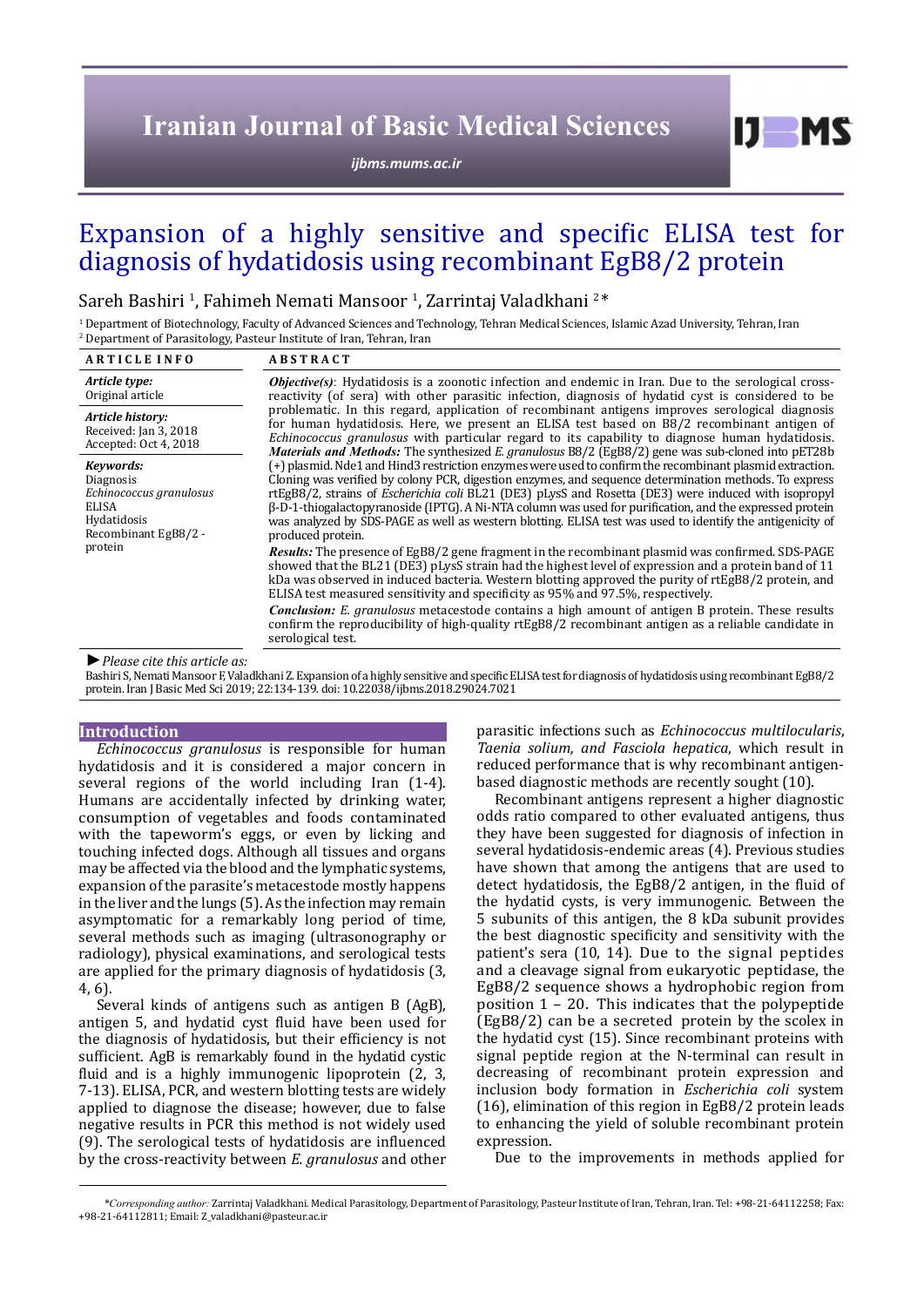# Expansion of a highly sensitive and specific ELISA test for diagnosis of hydatidosis using recombinant EgB8/2 protein

Sareh Bashiri [1], Fahimeh Nemati Mansoor [1], Zarrintaj Valadkhani [2]*

[1] Department of Biotechnology, Faculty of Advanced Sciences and Technology, Tehran Medical Sciences, Islamic Azad University, Tehran, Iran
[2] Department of Parasitology, Pasteur Institute of Iran, Tehran, Iran

**ARTICLE INFO**

***Article type:***
Original article

***Article history:***
Received: Jan 3, 2018
Accepted: Oct 4, 2018

***Keywords:***
Diagnosis
*Echinococcus granulosus*
ELISA
Hydatidosis
Recombinant EgB8/2 - protein

**ABSTRACT**

***Objective(s)***: Hydatidosis is a zoonotic infection and endemic in Iran. Due to the serological cross-reactivity (of sera) with other parasitic infection, diagnosis of hydatid cyst is considered to be problematic. In this regard, application of recombinant antigens improves serological diagnosis for human hydatidosis. Here, we present an ELISA test based on B8/2 recombinant antigen of *Echinococcus granulosus* with particular regard to its capability to diagnose human hydatidosis.

***Materials and Methods:*** The synthesized *E. granulosus* B8/2 (EgB8/2) gene was sub-cloned into pET28b (+) plasmid. Nde1 and Hind3 restriction enzymes were used to confirm the recombinant plasmid extraction. Cloning was verified by colony PCR, digestion enzymes, and sequence determination methods. To express rtEgB8/2, strains of *Escherichia coli* BL21 (DE3) pLysS and Rosetta (DE3) were induced with isopropyl β-D-1-thiogalactopyranoside (IPTG). A Ni-NTA column was used for purification, and the expressed protein was analyzed by SDS-PAGE as well as western blotting. ELISA test was used to identify the antigenicity of produced protein.

***Results:*** The presence of EgB8/2 gene fragment in the recombinant plasmid was confirmed. SDS-PAGE showed that the BL21 (DE3) pLysS strain had the highest level of expression and a protein band of 11 kDa was observed in induced bacteria. Western blotting approved the purity of rtEgB8/2 protein, and ELISA test measured sensitivity and specificity as 95% and 97.5%, respectively.

***Conclusion:*** *E. granulosus* metacestode contains a high amount of antigen B protein. These results confirm the reproducibility of high-quality rtEgB8/2 recombinant antigen as a reliable candidate in serological test.

► *Please cite this article as:*

Bashiri S, Nemati Mansoor F, Valadkhani Z. Expansion of a highly sensitive and specific ELISA test for diagnosis of hydatidosis using recombinant EgB8/2 protein. Iran J Basic Med Sci 2019; 22:134-139. doi: 10.22038/ijbms.2018.29024.7021

## Introduction

*Echinococcus granulosus* is responsible for human hydatidosis and it is considered a major concern in several regions of the world including Iran (1-4). Humans are accidentally infected by drinking water, consumption of vegetables and foods contaminated with the tapeworm's eggs, or even by licking and touching infected dogs. Although all tissues and organs may be affected via the blood and the lymphatic systems, expansion of the parasite's metacestode mostly happens in the liver and the lungs (5). As the infection may remain asymptomatic for a remarkably long period of time, several methods such as imaging (ultrasonography or radiology), physical examinations, and serological tests are applied for the primary diagnosis of hydatidosis (3, 4, 6).

Several kinds of antigens such as antigen B (AgB), antigen 5, and hydatid cyst fluid have been used for the diagnosis of hydatidosis, but their efficiency is not sufficient. AgB is remarkably found in the hydatid cystic fluid and is a highly immunogenic lipoprotein (2, 3, 7-13). ELISA, PCR, and western blotting tests are widely applied to diagnose the disease; however, due to false negative results in PCR this method is not widely used (9). The serological tests of hydatidosis are influenced by the cross-reactivity between *E. granulosus* and other parasitic infections such as *Echinococcus multilocularis*, *Taenia solium, and Fasciola hepatica*, which result in reduced performance that is why recombinant antigen-based diagnostic methods are recently sought (10).

Recombinant antigens represent a higher diagnostic odds ratio compared to other evaluated antigens, thus they have been suggested for diagnosis of infection in several hydatidosis-endemic areas (4). Previous studies have shown that among the antigens that are used to detect hydatidosis, the EgB8/2 antigen, in the fluid of the hydatid cysts, is very immunogenic. Between the 5 subunits of this antigen, the 8 kDa subunit provides the best diagnostic specificity and sensitivity with the patient's sera (10, 14). Due to the signal peptides and a cleavage signal from eukaryotic peptidase, the EgB8/2 sequence shows a hydrophobic region from position 1 – 20. This indicates that the polypeptide (EgB8/2) can be a secreted protein by the scolex in the hydatid cyst (15). Since recombinant proteins with signal peptide region at the N-terminal can result in decreasing of recombinant protein expression and inclusion body formation in *Escherichia coli* system (16), elimination of this region in EgB8/2 protein leads to enhancing the yield of soluble recombinant protein expression.

Due to the improvements in methods applied for

*\*Corresponding author:* Zarrintaj Valadkhani. Medical Parasitology, Department of Parasitology, Pasteur Institute of Iran, Tehran, Iran. Tel: +98-21-64112258; Fax: +98-21-64112811; Email: Z_valadkhani@pasteur.ac.ir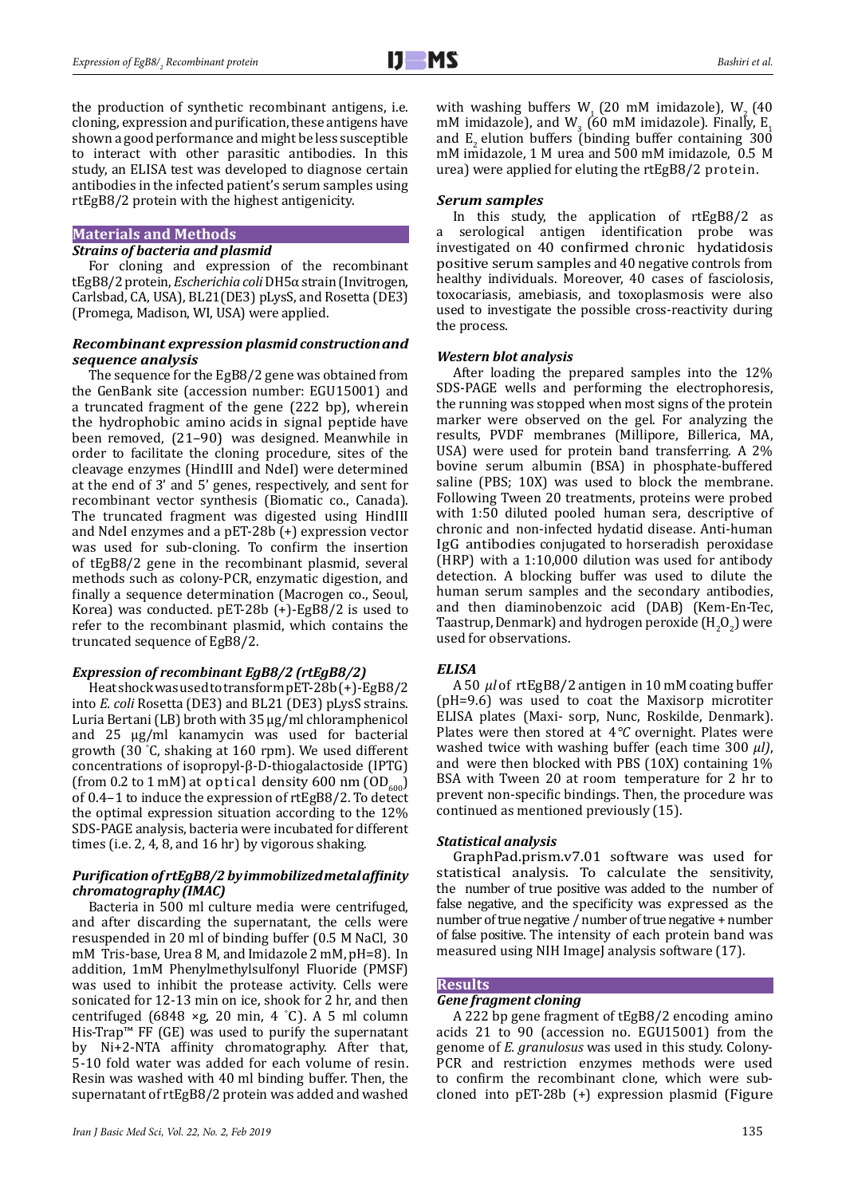the production of synthetic recombinant antigens, i.e. cloning, expression and purification, these antigens have shown a good performance and might be less susceptible to interact with other parasitic antibodies. In this study, an ELISA test was developed to diagnose certain antibodies in the infected patient's serum samples using rtEgB8/2 protein with the highest antigenicity.

## Materials and Methods

### Strains of bacteria and plasmid

For cloning and expression of the recombinant tEgB8/2 protein, *Escherichia coli* DH5α strain (Invitrogen, Carlsbad, CA, USA), BL21(DE3) pLysS, and Rosetta (DE3) (Promega, Madison, WI, USA) were applied.

### Recombinant expression plasmid construction and sequence analysis

The sequence for the EgB8/2 gene was obtained from the GenBank site (accession number: EGU15001) and a truncated fragment of the gene (222 bp), wherein the hydrophobic amino acids in signal peptide have been removed, (21–90) was designed. Meanwhile in order to facilitate the cloning procedure, sites of the cleavage enzymes (HindIII and NdeI) were determined at the end of 3' and 5' genes, respectively, and sent for recombinant vector synthesis (Biomatic co., Canada). The truncated fragment was digested using HindIII and NdeI enzymes and a pET-28b (+) expression vector was used for sub-cloning. To confirm the insertion of tEgB8/2 gene in the recombinant plasmid, several methods such as colony-PCR, enzymatic digestion, and finally a sequence determination (Macrogen co., Seoul, Korea) was conducted. pET-28b (+)-EgB8/2 is used to refer to the recombinant plasmid, which contains the truncated sequence of EgB8/2.

### Expression of recombinant EgB8/2 (rtEgB8/2)

Heat shock was used to transform pET-28b(+)-EgB8/2 into *E. coli* Rosetta (DE3) and BL21 (DE3) pLysS strains. Luria Bertani (LB) broth with 35 µg/ml chloramphenicol and 25 µg/ml kanamycin was used for bacterial growth (30 °C, shaking at 160 rpm). We used different concentrations of isopropyl-β-D-thiogalactoside (IPTG) (from 0.2 to 1 mM) at optical density 600 nm ($OD_{600}$) of 0.4–1 to induce the expression of rtEgB8/2. To detect the optimal expression situation according to the 12% SDS-PAGE analysis, bacteria were incubated for different times (i.e. 2, 4, 8, and 16 hr) by vigorous shaking.

### Purification of rtEgB8/2 by immobilized metal affinity chromatography (IMAC)

Bacteria in 500 ml culture media were centrifuged, and after discarding the supernatant, the cells were resuspended in 20 ml of binding buffer (0.5 M NaCl, 30 mM Tris-base, Urea 8 M, and Imidazole 2 mM, pH=8). In addition, 1mM Phenylmethylsulfonyl Fluoride (PMSF) was used to inhibit the protease activity. Cells were sonicated for 12-13 min on ice, shook for 2 hr, and then centrifuged (6848 ×g, 20 min, 4 °C). A 5 ml column His-Trap™ FF (GE) was used to purify the supernatant by Ni+2-NTA affinity chromatography. After that, 5-10 fold water was added for each volume of resin. Resin was washed with 40 ml binding buffer. Then, the supernatant of rtEgB8/2 protein was added and washed with washing buffers $W_1$ (20 mM imidazole), $W_2$ (40 mM imidazole), and $W_3$ (60 mM imidazole). Finally, $E_1$ and $E_2$ elution buffers (binding buffer containing 300 mM imidazole, 1 M urea and 500 mM imidazole, 0.5 M urea) were applied for eluting the rtEgB8/2 protein.

### Serum samples

In this study, the application of rtEgB8/2 as a serological antigen identification probe was investigated on 40 confirmed chronic hydatidosis positive serum samples and 40 negative controls from healthy individuals. Moreover, 40 cases of fasciolosis, toxocariasis, amebiasis, and toxoplasmosis were also used to investigate the possible cross-reactivity during the process.

### Western blot analysis

After loading the prepared samples into the 12% SDS-PAGE wells and performing the electrophoresis, the running was stopped when most signs of the protein marker were observed on the gel. For analyzing the results, PVDF membranes (Millipore, Billerica, MA, USA) were used for protein band transferring. A 2% bovine serum albumin (BSA) in phosphate-buffered saline (PBS; 10X) was used to block the membrane. Following Tween 20 treatments, proteins were probed with 1:50 diluted pooled human sera, descriptive of chronic and non-infected hydatid disease. Anti-human IgG antibodies conjugated to horseradish peroxidase (HRP) with a 1:10,000 dilution was used for antibody detection. A blocking buffer was used to dilute the human serum samples and the secondary antibodies, and then diaminobenzoic acid (DAB) (Kem-En-Tec, Taastrup, Denmark) and hydrogen peroxide ($H_2O_2$) were used for observations.

### ELISA

A 50 *µl* of rtEgB8/2 antigen in 10 mM coating buffer (pH=9.6) was used to coat the Maxisorp microtiter ELISA plates (Maxi- sorp, Nunc, Roskilde, Denmark). Plates were then stored at 4 *°C* overnight. Plates were washed twice with washing buffer (each time 300 *µl)*, and were then blocked with PBS (10X) containing 1% BSA with Tween 20 at room temperature for 2 hr to prevent non-specific bindings. Then, the procedure was continued as mentioned previously (15).

### Statistical analysis

GraphPad.prism.v7.01 software was used for statistical analysis. To calculate the sensitivity, the number of true positive was added to the number of false negative, and the specificity was expressed as the number of true negative / number of true negative + number of false positive. The intensity of each protein band was measured using NIH ImageJ analysis software (17).

## Results

### Gene fragment cloning

A 222 bp gene fragment of tEgB8/2 encoding amino acids 21 to 90 (accession no. EGU15001) from the genome of *E. granulosus* was used in this study. Colony-PCR and restriction enzymes methods were used to confirm the recombinant clone, which were sub-cloned into pET-28b (+) expression plasmid (Figure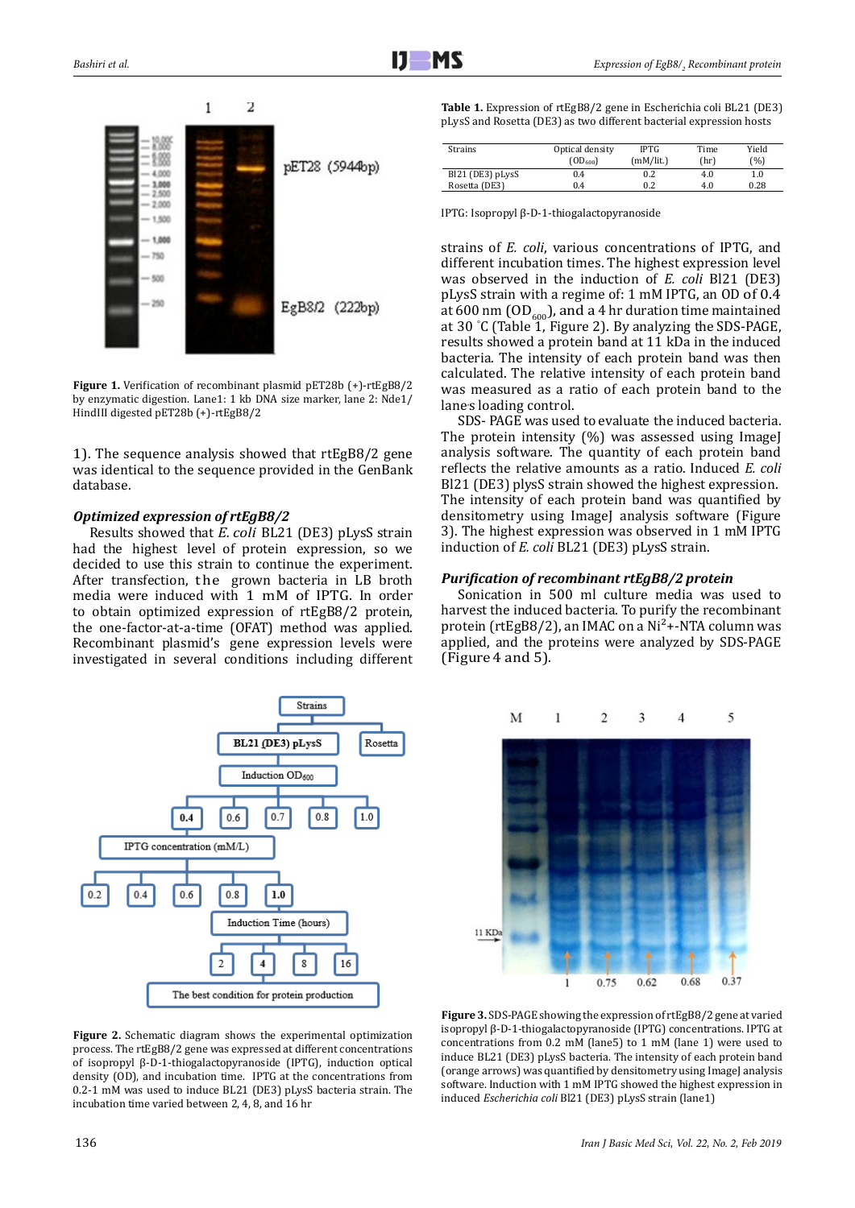**Figure 1.** Verification of recombinant plasmid pET28b (+)-rtEgB8/2 by enzymatic digestion. Lane1: 1 kb DNA size marker, lane 2: Nde1/ HindIII digested pET28b (+)-rtEgB8/2

1). The sequence analysis showed that rtEgB8/2 gene was identical to the sequence provided in the GenBank database.

### *Optimized expression of rtEgB8/2*

Results showed that *E. coli* BL21 (DE3) pLysS strain had the highest level of protein expression, so we decided to use this strain to continue the experiment. After transfection, the grown bacteria in LB broth media were induced with 1 mM of IPTG. In order to obtain optimized expression of rtEgB8/2 protein, the one-factor-at-a-time (OFAT) method was applied. Recombinant plasmid's gene expression levels were investigated in several conditions including different strains of *E. coli*, various concentrations of IPTG, and different incubation times. The highest expression level was observed in the induction of *E. coli* Bl21 (DE3) pLysS strain with a regime of: 1 mM IPTG, an OD of 0.4 at 600 nm ($OD_{600}$), and a 4 hr duration time maintained at 30 °C (Table 1, Figure 2). By analyzing the SDS-PAGE, results showed a protein band at 11 kDa in the induced bacteria. The intensity of each protein band was then calculated. The relative intensity of each protein band was measured as a ratio of each protein band to the lane's loading control.

SDS- PAGE was used to evaluate the induced bacteria. The protein intensity (%) was assessed using ImageJ analysis software. The quantity of each protein band reflects the relative amounts as a ratio. Induced *E. coli* Bl21 (DE3) plysS strain showed the highest expression. The intensity of each protein band was quantified by densitometry using ImageJ analysis software (Figure 3). The highest expression was observed in 1 mM IPTG induction of *E. coli* BL21 (DE3) pLysS strain.

**Table 1.** Expression of rtEgB8/2 gene in Escherichia coli BL21 (DE3) pLysS and Rosetta (DE3) as two different bacterial expression hosts

| Strains | Optical density ($OD_{600}$) | IPTG (mM/lit.) | Time (hr) | Yield (%) |
|---|---|---|---|---|
| Bl21 (DE3) pLysS | 0.4 | 0.2 | 4.0 | 1.0 |
| Rosetta (DE3) | 0.4 | 0.2 | 4.0 | 0.28 |

IPTG: Isopropyl β-D-1-thiogalactopyranoside

### *Purification of recombinant rtEgB8/2 protein*

Sonication in 500 ml culture media was used to harvest the induced bacteria. To purify the recombinant protein (rtEgB8/2), an IMAC on a $Ni^{2+}$-NTA column was applied, and the proteins were analyzed by SDS-PAGE (Figure 4 and 5).

**Figure 2.** Schematic diagram shows the experimental optimization process. The rtEgB8/2 gene was expressed at different concentrations of isopropyl β-D-1-thiogalactopyranoside (IPTG), induction optical density (OD), and incubation time. IPTG at the concentrations from 0.2-1 mM was used to induce BL21 (DE3) pLysS bacteria strain. The incubation time varied between 2, 4, 8, and 16 hr

**Figure 3.** SDS-PAGE showing the expression of rtEgB8/2 gene at varied isopropyl β-D-1-thiogalactopyranoside (IPTG) concentrations. IPTG at concentrations from 0.2 mM (lane5) to 1 mM (lane 1) were used to induce BL21 (DE3) pLysS bacteria. The intensity of each protein band (orange arrows) was quantified by densitometry using ImageJ analysis software. Induction with 1 mM IPTG showed the highest expression in induced *Escherichia coli* Bl21 (DE3) pLysS strain (lane1)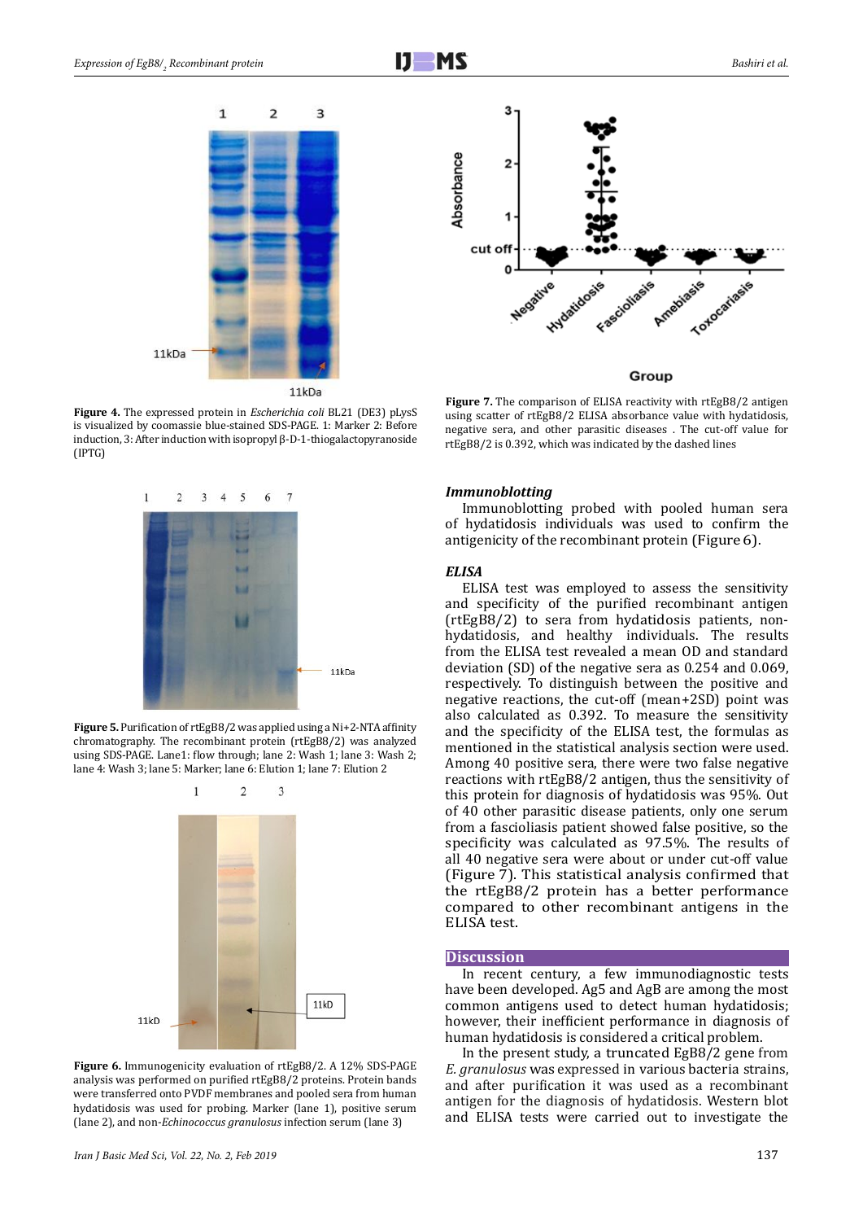**Figure 4.** The expressed protein in *Escherichia coli* BL21 (DE3) pLysS is visualized by coomassie blue-stained SDS-PAGE. 1: Marker 2: Before induction, 3: After induction with isopropyl β-D-1-thiogalactopyranoside (IPTG)

**Figure 5.** Purification of rtEgB8/2 was applied using a Ni+2-NTA affinity chromatography. The recombinant protein (rtEgB8/2) was analyzed using SDS-PAGE. Lane1: flow through; lane 2: Wash 1; lane 3: Wash 2; lane 4: Wash 3; lane 5: Marker; lane 6: Elution 1; lane 7: Elution 2

**Figure 6.** Immunogenicity evaluation of rtEgB8/2. A 12% SDS-PAGE analysis was performed on purified rtEgB8/2 proteins. Protein bands were transferred onto PVDF membranes and pooled sera from human hydatidosis was used for probing. Marker (lane 1), positive serum (lane 2), and non-*Echinococcus granulosus* infection serum (lane 3)

**Figure 7.** The comparison of ELISA reactivity with rtEgB8/2 antigen using scatter of rtEgB8/2 ELISA absorbance value with hydatidosis, negative sera, and other parasitic diseases . The cut-off value for rtEgB8/2 is 0.392, which was indicated by the dashed lines

### *Immunoblotting*

Immunoblotting probed with pooled human sera of hydatidosis individuals was used to confirm the antigenicity of the recombinant protein (Figure 6).

### *ELISA*

ELISA test was employed to assess the sensitivity and specificity of the purified recombinant antigen (rtEgB8/2) to sera from hydatidosis patients, non-hydatidosis, and healthy individuals. The results from the ELISA test revealed a mean OD and standard deviation (SD) of the negative sera as 0.254 and 0.069, respectively. To distinguish between the positive and negative reactions, the cut-off (mean+2SD) point was also calculated as 0.392. To measure the sensitivity and the specificity of the ELISA test, the formulas as mentioned in the statistical analysis section were used. Among 40 positive sera, there were two false negative reactions with rtEgB8/2 antigen, thus the sensitivity of this protein for diagnosis of hydatidosis was 95%. Out of 40 other parasitic disease patients, only one serum from a fascioliasis patient showed false positive, so the specificity was calculated as 97.5%. The results of all 40 negative sera were about or under cut-off value (Figure 7). This statistical analysis confirmed that the rtEgB8/2 protein has a better performance compared to other recombinant antigens in the ELISA test.

## Discussion

In recent century, a few immunodiagnostic tests have been developed. Ag5 and AgB are among the most common antigens used to detect human hydatidosis; however, their inefficient performance in diagnosis of human hydatidosis is considered a critical problem.

In the present study, a truncated EgB8/2 gene from *E. granulosus* was expressed in various bacteria strains, and after purification it was used as a recombinant antigen for the diagnosis of hydatidosis. Western blot and ELISA tests were carried out to investigate the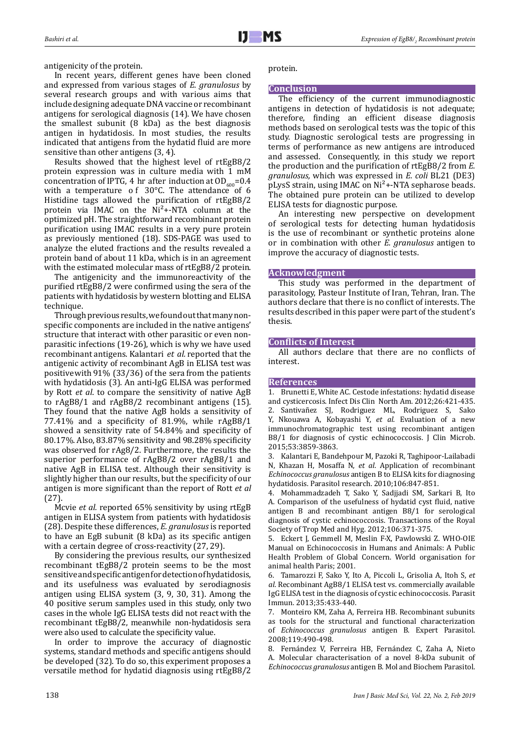antigenicity of the protein.

In recent years, different genes have been cloned and expressed from various stages of *E. granulosus* by several research groups and with various aims that include designing adequate DNA vaccine or recombinant antigens for serological diagnosis (14). We have chosen the smallest subunit (8 kDa) as the best diagnosis antigen in hydatidosis. In most studies, the results indicated that antigens from the hydatid fluid are more sensitive than other antigens (3, 4).

Results showed that the highest level of rtEgB8/2 protein expression was in culture media with 1 mM concentration of IPTG, 4 hr after induction at $OD_{600}$=0.4 with a temperature of 30°C. The attendance of 6 Histidine tags allowed the purification of rtEgB8/2 protein via IMAC on the $Ni^{2+}$-NTA column at the optimized pH. The straightforward recombinant protein purification using IMAC results in a very pure protein as previously mentioned (18). SDS-PAGE was used to analyze the eluted fractions and the results revealed a protein band of about 11 kDa, which is in an agreement with the estimated molecular mass of rtEgB8/2 protein.

The antigenicity and the immunoreactivity of the purified rtEgB8/2 were confirmed using the sera of the patients with hydatidosis by western blotting and ELISA technique.

Through previous results, we found out that many non-specific components are included in the native antigens' structure that interact with other parasitic or even non-parasitic infections (19-26), which is why we have used recombinant antigens. Kalantari *et al.* reported that the antigenic activity of recombinant AgB in ELISA test was positive with 91% (33/36) of the sera from the patients with hydatidosis (3). An anti-IgG ELISA was performed by Rott *et al*. to compare the sensitivity of native AgB to rAgB8/1 and rAgB8/2 recombinant antigens (15). They found that the native AgB holds a sensitivity of 77.41% and a specificity of 81.9%, while rAgB8/1 showed a sensitivity rate of 54.84% and specificity of 80.17%. Also, 83.87% sensitivity and 98.28% specificity was observed for rAg8/2. Furthermore, the results the superior performance of rAgB8/2 over rAgB8/1 and native AgB in ELISA test. Although their sensitivity is slightly higher than our results, but the specificity of our antigen is more significant than the report of Rott *et al* (27).

Mcvie *et al.* reported 65% sensitivity by using rtEgB antigen in ELISA system from patients with hydatidosis (28). Despite these differences, *E. granulosus* is reported to have an EgB subunit (8 kDa) as its specific antigen with a certain degree of cross-reactivity (27, 29).

By considering the previous results, our synthesized recombinant tEgB8/2 protein seems to be the most sensitive and specific antigen for detection of hydatidosis, and its usefulness was evaluated by serodiagnosis antigen using ELISA system (3, 9, 30, 31). Among the 40 positive serum samples used in this study, only two cases in the whole IgG ELISA tests did not react with the recombinant tEgB8/2, meanwhile non-hydatidosis sera were also used to calculate the specificity value.

In order to improve the accuracy of diagnostic systems, standard methods and specific antigens should be developed (32). To do so, this experiment proposes a versatile method for hydatid diagnosis using rtEgB8/2 protein.

## Conclusion

The efficiency of the current immunodiagnostic antigens in detection of hydatidosis is not adequate; therefore, finding an efficient disease diagnosis methods based on serological tests was the topic of this study. Diagnostic serological tests are progressing in terms of performance as new antigens are introduced and assessed. Consequently, in this study we report the production and the purification of rtEgB8/2 from *E. granulosus,* which was expressed in *E. coli* BL21 (DE3) pLysS strain, using IMAC on $Ni^{2+}$-NTA sepharose beads. The obtained pure protein can be utilized to develop ELISA tests for diagnostic purpose.

An interesting new perspective on development of serological tests for detecting human hydatidosis is the use of recombinant or synthetic proteins alone or in combination with other *E. granulosus* antigen to improve the accuracy of diagnostic tests.

## Acknowledgment

This study was performed in the department of parasitology, Pasteur Institute of Iran, Tehran, Iran. The authors declare that there is no conflict of interests. The results described in this paper were part of the student's thesis.

## Conflicts of Interest

All authors declare that there are no conflicts of interest.

## References

1. Brunetti E, White AC. Cestode infestations: hydatid disease and cysticercosis. Infect Dis Clin North Am. 2012;26:421-435.
2. Santivañez SJ, Rodriguez ML, Rodriguez S, Sako Y, Nkouawa A, Kobayashi Y, *et al.* Evaluation of a new immunochromatographic test using recombinant antigen B8/1 for diagnosis of cystic echinococcosis. J Clin Microb. 2015;53:3859-3863.
3. Kalantari E, Bandehpour M, Pazoki R, Taghipoor-Lailabadi N, Khazan H, Mosaffa N, *et al*. Application of recombinant *Echinococcus granulosus* antigen B to ELISA kits for diagnosing hydatidosis. Parasitol research. 2010;106:847-851.
4. Mohammadzadeh T, Sako Y, Sadjjadi SM, Sarkari B, Ito A. Comparison of the usefulness of hydatid cyst fluid, native antigen B and recombinant antigen B8/1 for serological diagnosis of cystic echinococcosis. Transactions of the Royal Society of Trop Med and Hyg. 2012;106:371-375.
5. Eckert J, Gemmell M, Meslin F-X, Pawlowski Z. WHO-OIE Manual on Echinococcosis in Humans and Animals: A Public Health Problem of Global Concern. World organisation for animal health Paris; 2001.
6. Tamarozzi F, Sako Y, Ito A, Piccoli L, Grisolia A, Itoh S, *et al*. Recombinant AgB8/1 ELISA test vs. commercially available IgG ELISA test in the diagnosis of cystic echinococcosis. Parasit Immun. 2013;35:433-440.
7. Monteiro KM, Zaha A, Ferreira HB. Recombinant subunits as tools for the structural and functional characterization of *Echinococcus granulosus* antigen B. Expert Parasitol. 2008;119:490-498.
8. Fernández V, Ferreira HB, Fernández C, Zaha A, Nieto A. Molecular characterisation of a novel 8-kDa subunit of *Echinococcus granulosus* antigen B. Mol and Biochem Parasitol.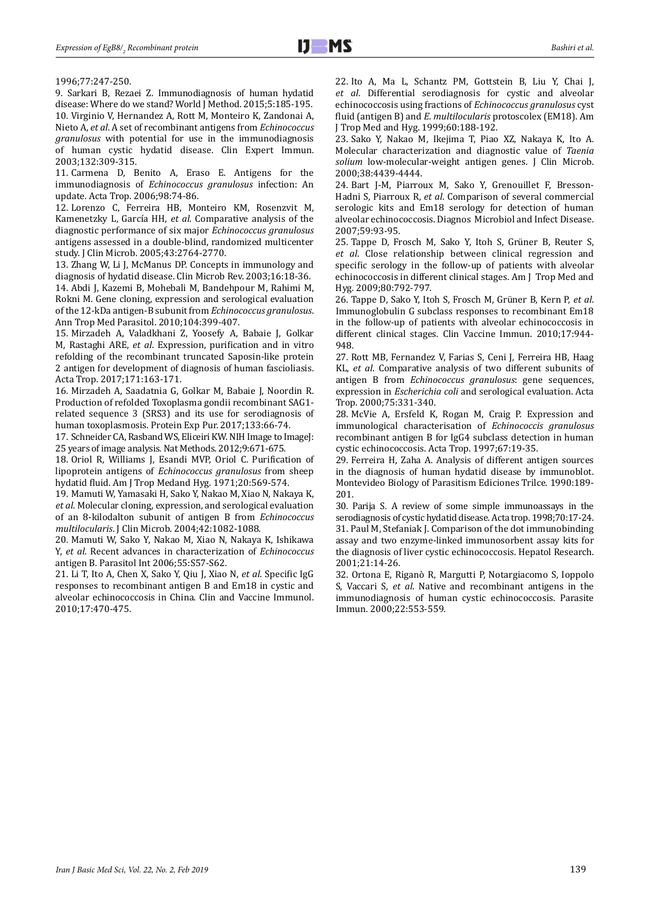1996;77:247-250.

9. Sarkari B, Rezaei Z. Immunodiagnosis of human hydatid disease: Where do we stand? World J Method. 2015;5:185-195.

10. Virginio V, Hernandez A, Rott M, Monteiro K, Zandonai A, Nieto A, *et al*. A set of recombinant antigens from *Echinococcus granulosus* with potential for use in the immunodiagnosis of human cystic hydatid disease. Clin Expert Immun. 2003;132:309-315.

11. Carmena D, Benito A, Eraso E. Antigens for the immunodiagnosis of *Echinococcus granulosus* infection: An update. Acta Trop. 2006;98:74-86.

12. Lorenzo C, Ferreira HB, Monteiro KM, Rosenzvit M, Kamenetzky L, García HH, *et al*. Comparative analysis of the diagnostic performance of six major *Echinococcus granulosus* antigens assessed in a double-blind, randomized multicenter study. J Clin Microb. 2005;43:2764-2770.

13. Zhang W, Li J, McManus DP. Concepts in immunology and diagnosis of hydatid disease. Clin Microb Rev. 2003;16:18-36.

14. Abdi J, Kazemi B, Mohebali M, Bandehpour M, Rahimi M, Rokni M. Gene cloning, expression and serological evaluation of the 12-kDa antigen-B subunit from *Echinococcus granulosus*. Ann Trop Med Parasitol. 2010;104:399-407.

15. Mirzadeh A, Valadkhani Z, Yoosefy A, Babaie J, Golkar M, Rastaghi ARE, *et al*. Expression, purification and in vitro refolding of the recombinant truncated Saposin-like protein 2 antigen for development of diagnosis of human fascioliasis. Acta Trop. 2017;171:163-171.

16. Mirzadeh A, Saadatnia G, Golkar M, Babaie J, Noordin R. Production of refolded Toxoplasma gondii recombinant SAG1-related sequence 3 (SRS3) and its use for serodiagnosis of human toxoplasmosis. Protein Exp Pur. 2017;133:66-74.

17. Schneider CA, Rasband WS, Eliceiri KW. NIH Image to ImageJ: 25 years of image analysis. Nat Methods. 2012;9:671-675.

18. Oriol R, Williams J, Esandi MVP, Oriol C. Purification of lipoprotein antigens of *Echinococcus granulosus* from sheep hydatid fluid. Am J Trop Medand Hyg. 1971;20:569-574.

19. Mamuti W, Yamasaki H, Sako Y, Nakao M, Xiao N, Nakaya K, *et al*. Molecular cloning, expression, and serological evaluation of an 8-kilodalton subunit of antigen B from *Echinococcus multilocularis*. J Clin Microb. 2004;42:1082-1088.

20. Mamuti W, Sako Y, Nakao M, Xiao N, Nakaya K, Ishikawa Y, *et al*. Recent advances in characterization of *Echinococcus* antigen B. Parasitol Int 2006;55:S57-S62.

21. Li T, Ito A, Chen X, Sako Y, Qiu J, Xiao N, *et al*. Specific IgG responses to recombinant antigen B and Em18 in cystic and alveolar echinococcosis in China. Clin and Vaccine Immunol. 2010;17:470-475.

22. Ito A, Ma L, Schantz PM, Gottstein B, Liu Y, Chai J, *et al*. Differential serodiagnosis for cystic and alveolar echinococcosis using fractions of *Echinococcus granulosus* cyst fluid (antigen B) and *E. multilocularis* protoscolex (EM18). Am J Trop Med and Hyg. 1999;60:188-192.

23. Sako Y, Nakao M, Ikejima T, Piao XZ, Nakaya K, Ito A. Molecular characterization and diagnostic value of *Taenia solium* low-molecular-weight antigen genes. J Clin Microb. 2000;38:4439-4444.

24. Bart J-M, Piarroux M, Sako Y, Grenouillet F, Bresson-Hadni S, Piarroux R, *et al*. Comparison of several commercial serologic kits and Em18 serology for detection of human alveolar echinococcosis. Diagnos Microbiol and Infect Disease. 2007;59:93-95.

25. Tappe D, Frosch M, Sako Y, Itoh S, Grüner B, Reuter S, *et al*. Close relationship between clinical regression and specific serology in the follow-up of patients with alveolar echinococcosis in different clinical stages. Am J Trop Med and Hyg. 2009;80:792-797.

26. Tappe D, Sako Y, Itoh S, Frosch M, Grüner B, Kern P, *et al*. Immunoglobulin G subclass responses to recombinant Em18 in the follow-up of patients with alveolar echinococcosis in different clinical stages. Clin Vaccine Immun. 2010;17:944-948.

27. Rott MB, Fernandez V, Farias S, Ceni J, Ferreira HB, Haag KL, *et al*. Comparative analysis of two different subunits of antigen B from *Echinococcus granulosus*: gene sequences, expression in *Escherichia coli* and serological evaluation. Acta Trop. 2000;75:331-340.

28. McVie A, Ersfeld K, Rogan M, Craig P. Expression and immunological characterisation of *Echinococcis granulosus* recombinant antigen B for IgG4 subclass detection in human cystic echinococcosis. Acta Trop. 1997;67:19-35.

29. Ferreira H, Zaha A. Analysis of different antigen sources in the diagnosis of human hydatid disease by immunoblot. Montevideo Biology of Parasitism Ediciones Trilce. 1990:189-201.

30. Parija S. A review of some simple immunoassays in the serodiagnosis of cystic hydatid disease. Acta trop. 1998;70:17-24.

31. Paul M, Stefaniak J. Comparison of the dot immunobinding assay and two enzyme-linked immunosorbent assay kits for the diagnosis of liver cystic echinococcosis. Hepatol Research. 2001;21:14-26.

32. Ortona E, Riganò R, Margutti P, Notargiacomo S, Ioppolo S, Vaccari S, *et al*. Native and recombinant antigens in the immunodiagnosis of human cystic echinococcosis. Parasite Immun. 2000;22:553-559.